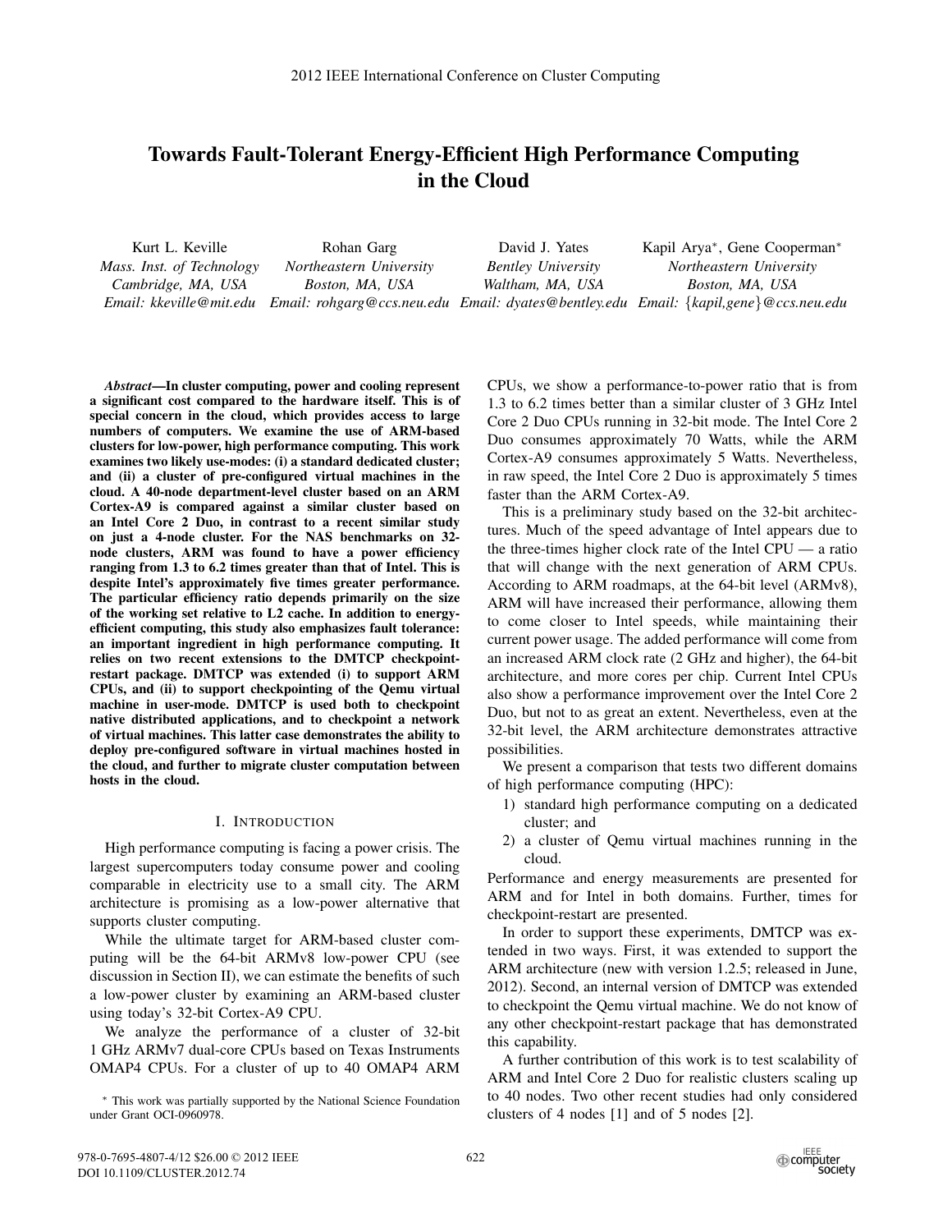# Towards Fault-Tolerant Energy-Efficient High Performance Computing in the Cloud

Kurt L. Keville
*Mass. Inst. of Technology*
*Cambridge, MA, USA*
*Email: kkeville@mit.edu*

Rohan Garg
*Northeastern University*
*Boston, MA, USA*
*Email: rohgarg@ccs.neu.edu*

David J. Yates
*Bentley University*
*Waltham, MA, USA*
*Email: dyates@bentley.edu*

Kapil Arya*, Gene Cooperman*
*Northeastern University*
*Boston, MA, USA*
*Email: {kapil,gene}@ccs.neu.edu*

***Abstract*—In cluster computing, power and cooling represent a significant cost compared to the hardware itself. This is of special concern in the cloud, which provides access to large numbers of computers. We examine the use of ARM-based clusters for low-power, high performance computing. This work examines two likely use-modes: (i) a standard dedicated cluster; and (ii) a cluster of pre-configured virtual machines in the cloud. A 40-node department-level cluster based on an ARM Cortex-A9 is compared against a similar cluster based on an Intel Core 2 Duo, in contrast to a recent similar study on just a 4-node cluster. For the NAS benchmarks on 32-node clusters, ARM was found to have a power efficiency ranging from 1.3 to 6.2 times greater than that of Intel. This is despite Intel's approximately five times greater performance. The particular efficiency ratio depends primarily on the size of the working set relative to L2 cache. In addition to energy-efficient computing, this study also emphasizes fault tolerance: an important ingredient in high performance computing. It relies on two recent extensions to the DMTCP checkpoint-restart package. DMTCP was extended (i) to support ARM CPUs, and (ii) to support checkpointing of the Qemu virtual machine in user-mode. DMTCP is used both to checkpoint native distributed applications, and to checkpoint a network of virtual machines. This latter case demonstrates the ability to deploy pre-configured software in virtual machines hosted in the cloud, and further to migrate cluster computation between hosts in the cloud.**

## I. Introduction

High performance computing is facing a power crisis. The largest supercomputers today consume power and cooling comparable in electricity use to a small city. The ARM architecture is promising as a low-power alternative that supports cluster computing.

While the ultimate target for ARM-based cluster computing will be the 64-bit ARMv8 low-power CPU (see discussion in Section II), we can estimate the benefits of such a low-power cluster by examining an ARM-based cluster using today's 32-bit Cortex-A9 CPU.

We analyze the performance of a cluster of 32-bit 1 GHz ARMv7 dual-core CPUs based on Texas Instruments OMAP4 CPUs. For a cluster of up to 40 OMAP4 ARM CPUs, we show a performance-to-power ratio that is from 1.3 to 6.2 times better than a similar cluster of 3 GHz Intel Core 2 Duo CPUs running in 32-bit mode. The Intel Core 2 Duo consumes approximately 70 Watts, while the ARM Cortex-A9 consumes approximately 5 Watts. Nevertheless, in raw speed, the Intel Core 2 Duo is approximately 5 times faster than the ARM Cortex-A9.

This is a preliminary study based on the 32-bit architectures. Much of the speed advantage of Intel appears due to the three-times higher clock rate of the Intel CPU — a ratio that will change with the next generation of ARM CPUs. According to ARM roadmaps, at the 64-bit level (ARMv8), ARM will have increased their performance, allowing them to come closer to Intel speeds, while maintaining their current power usage. The added performance will come from an increased ARM clock rate (2 GHz and higher), the 64-bit architecture, and more cores per chip. Current Intel CPUs also show a performance improvement over the Intel Core 2 Duo, but not to as great an extent. Nevertheless, even at the 32-bit level, the ARM architecture demonstrates attractive possibilities.

We present a comparison that tests two different domains of high performance computing (HPC):

1) standard high performance computing on a dedicated cluster; and
2) a cluster of Qemu virtual machines running in the cloud.

Performance and energy measurements are presented for ARM and for Intel in both domains. Further, times for checkpoint-restart are presented.

In order to support these experiments, DMTCP was extended in two ways. First, it was extended to support the ARM architecture (new with version 1.2.5; released in June, 2012). Second, an internal version of DMTCP was extended to checkpoint the Qemu virtual machine. We do not know of any other checkpoint-restart package that has demonstrated this capability.

A further contribution of this work is to test scalability of ARM and Intel Core 2 Duo for realistic clusters scaling up to 40 nodes. Two other recent studies had only considered clusters of 4 nodes [1] and of 5 nodes [2].

* This work was partially supported by the National Science Foundation under Grant OCI-0960978.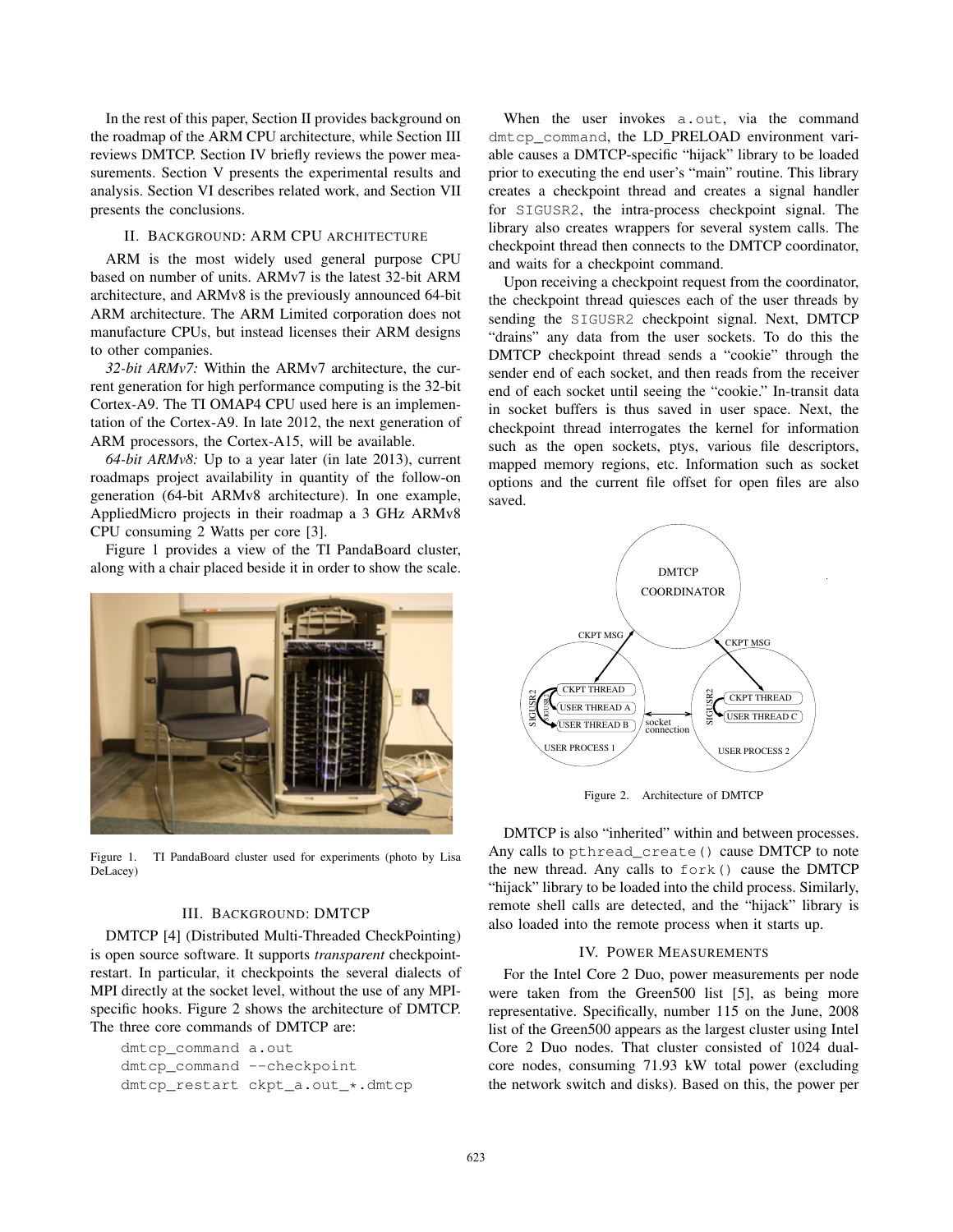In the rest of this paper, Section II provides background on the roadmap of the ARM CPU architecture, while Section III reviews DMTCP. Section IV briefly reviews the power measurements. Section V presents the experimental results and analysis. Section VI describes related work, and Section VII presents the conclusions.

## II. Background: ARM CPU architecture

ARM is the most widely used general purpose CPU based on number of units. ARMv7 is the latest 32-bit ARM architecture, and ARMv8 is the previously announced 64-bit ARM architecture. The ARM Limited corporation does not manufacture CPUs, but instead licenses their ARM designs to other companies.

*32-bit ARMv7:* Within the ARMv7 architecture, the current generation for high performance computing is the 32-bit Cortex-A9. The TI OMAP4 CPU used here is an implementation of the Cortex-A9. In late 2012, the next generation of ARM processors, the Cortex-A15, will be available.

*64-bit ARMv8:* Up to a year later (in late 2013), current roadmaps project availability in quantity of the follow-on generation (64-bit ARMv8 architecture). In one example, AppliedMicro projects in their roadmap a 3 GHz ARMv8 CPU consuming 2 Watts per core [3].

Figure 1 provides a view of the TI PandaBoard cluster, along with a chair placed beside it in order to show the scale.

Figure 1. TI PandaBoard cluster used for experiments (photo by Lisa DeLacey)

## III. Background: DMTCP

DMTCP [4] (Distributed Multi-Threaded CheckPointing) is open source software. It supports *transparent* checkpoint-restart. In particular, it checkpoints the several dialects of MPI directly at the socket level, without the use of any MPI-specific hooks. Figure 2 shows the architecture of DMTCP. The three core commands of DMTCP are:

```
dmtcp_command a.out
dmtcp_command --checkpoint
dmtcp_restart ckpt_a.out_*.dmtcp
```

When the user invokes `a.out`, via the command `dmtcp_command`, the LD_PRELOAD environment variable causes a DMTCP-specific "hijack" library to be loaded prior to executing the end user's "main" routine. This library creates a checkpoint thread and creates a signal handler for `SIGUSR2`, the intra-process checkpoint signal. The library also creates wrappers for several system calls. The checkpoint thread then connects to the DMTCP coordinator, and waits for a checkpoint command.

Upon receiving a checkpoint request from the coordinator, the checkpoint thread quiesces each of the user threads by sending the `SIGUSR2` checkpoint signal. Next, DMTCP "drains" any data from the user sockets. To do this the DMTCP checkpoint thread sends a "cookie" through the sender end of each socket, and then reads from the receiver end of each socket until seeing the "cookie." In-transit data in socket buffers is thus saved in user space. Next, the checkpoint thread interrogates the kernel for information such as the open sockets, ptys, various file descriptors, mapped memory regions, etc. Information such as socket options and the current file offset for open files are also saved.

Figure 2. Architecture of DMTCP

DMTCP is also "inherited" within and between processes. Any calls to `pthread_create()` cause DMTCP to note the new thread. Any calls to `fork()` cause the DMTCP "hijack" library to be loaded into the child process. Similarly, remote shell calls are detected, and the "hijack" library is also loaded into the remote process when it starts up.

## IV. Power Measurements

For the Intel Core 2 Duo, power measurements per node were taken from the Green500 list [5], as being more representative. Specifically, number 115 on the June, 2008 list of the Green500 appears as the largest cluster using Intel Core 2 Duo nodes. That cluster consisted of 1024 dual-core nodes, consuming 71.93 kW total power (excluding the network switch and disks). Based on this, the power per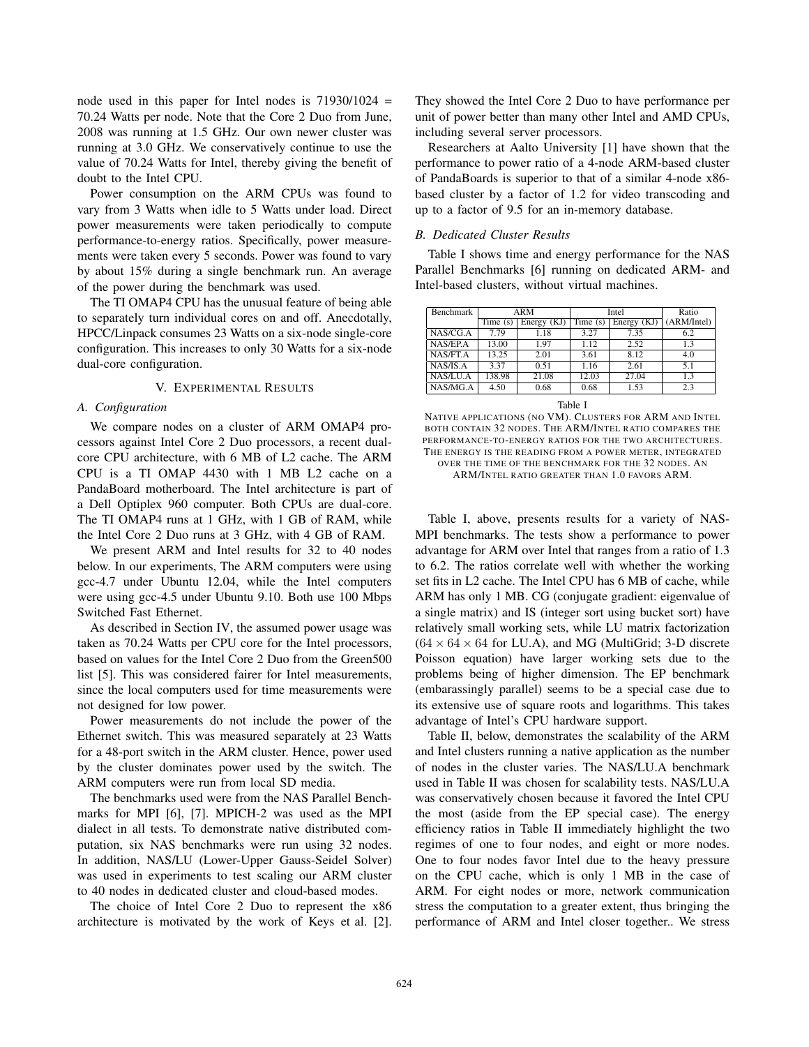node used in this paper for Intel nodes is 71930/1024 = 70.24 Watts per node. Note that the Core 2 Duo from June, 2008 was running at 1.5 GHz. Our own newer cluster was running at 3.0 GHz. We conservatively continue to use the value of 70.24 Watts for Intel, thereby giving the benefit of doubt to the Intel CPU.

Power consumption on the ARM CPUs was found to vary from 3 Watts when idle to 5 Watts under load. Direct power measurements were taken periodically to compute performance-to-energy ratios. Specifically, power measurements were taken every 5 seconds. Power was found to vary by about 15% during a single benchmark run. An average of the power during the benchmark was used.

The TI OMAP4 CPU has the unusual feature of being able to separately turn individual cores on and off. Anecdotally, HPCC/Linpack consumes 23 Watts on a six-node single-core configuration. This increases to only 30 Watts for a six-node dual-core configuration.

## V. Experimental Results

### A. Configuration

We compare nodes on a cluster of ARM OMAP4 processors against Intel Core 2 Duo processors, a recent dual-core CPU architecture, with 6 MB of L2 cache. The ARM CPU is a TI OMAP 4430 with 1 MB L2 cache on a PandaBoard motherboard. The Intel architecture is part of a Dell Optiplex 960 computer. Both CPUs are dual-core. The TI OMAP4 runs at 1 GHz, with 1 GB of RAM, while the Intel Core 2 Duo runs at 3 GHz, with 4 GB of RAM.

We present ARM and Intel results for 32 to 40 nodes below. In our experiments, The ARM computers were using gcc-4.7 under Ubuntu 12.04, while the Intel computers were using gcc-4.5 under Ubuntu 9.10. Both use 100 Mbps Switched Fast Ethernet.

As described in Section IV, the assumed power usage was taken as 70.24 Watts per CPU core for the Intel processors, based on values for the Intel Core 2 Duo from the Green500 list [5]. This was considered fairer for Intel measurements, since the local computers used for time measurements were not designed for low power.

Power measurements do not include the power of the Ethernet switch. This was measured separately at 23 Watts for a 48-port switch in the ARM cluster. Hence, power used by the cluster dominates power used by the switch. The ARM computers were run from local SD media.

The benchmarks used were from the NAS Parallel Benchmarks for MPI [6], [7]. MPICH-2 was used as the MPI dialect in all tests. To demonstrate native distributed computation, six NAS benchmarks were run using 32 nodes. In addition, NAS/LU (Lower-Upper Gauss-Seidel Solver) was used in experiments to test scaling our ARM cluster to 40 nodes in dedicated cluster and cloud-based modes.

The choice of Intel Core 2 Duo to represent the x86 architecture is motivated by the work of Keys et al. [2]. They showed the Intel Core 2 Duo to have performance per unit of power better than many other Intel and AMD CPUs, including several server processors.

Researchers at Aalto University [1] have shown that the performance to power ratio of a 4-node ARM-based cluster of PandaBoards is superior to that of a similar 4-node x86-based cluster by a factor of 1.2 for video transcoding and up to a factor of 9.5 for an in-memory database.

### B. Dedicated Cluster Results

Table I shows time and energy performance for the NAS Parallel Benchmarks [6] running on dedicated ARM- and Intel-based clusters, without virtual machines.

| Benchmark | ARM | | Intel | | Ratio |
|---|---|---|---|---|---|
| | Time (s) | Energy (KJ) | Time (s) | Energy (KJ) | (ARM/Intel) |
| NAS/CG.A | 7.79 | 1.18 | 3.27 | 7.35 | 6.2 |
| NAS/EP.A | 13.00 | 1.97 | 1.12 | 2.52 | 1.3 |
| NAS/FT.A | 13.25 | 2.01 | 3.61 | 8.12 | 4.0 |
| NAS/IS.A | 3.37 | 0.51 | 1.16 | 2.61 | 5.1 |
| NAS/LU.A | 138.98 | 21.08 | 12.03 | 27.04 | 1.3 |
| NAS/MG.A | 4.50 | 0.68 | 0.68 | 1.53 | 2.3 |

Table I

Native applications (no VM). Clusters for ARM and Intel both contain 32 nodes. The ARM/Intel ratio compares the performance-to-energy ratios for the two architectures. The energy is the reading from a power meter, integrated over the time of the benchmark for the 32 nodes. An ARM/Intel ratio greater than 1.0 favors ARM.

Table I, above, presents results for a variety of NAS-MPI benchmarks. The tests show a performance to power advantage for ARM over Intel that ranges from a ratio of 1.3 to 6.2. The ratios correlate well with whether the working set fits in L2 cache. The Intel CPU has 6 MB of cache, while ARM has only 1 MB. CG (conjugate gradient: eigenvalue of a single matrix) and IS (integer sort using bucket sort) have relatively small working sets, while LU matrix factorization ($64 \times 64 \times 64$ for LU.A), and MG (MultiGrid; 3-D discrete Poisson equation) have larger working sets due to the problems being of higher dimension. The EP benchmark (embarassingly parallel) seems to be a special case due to its extensive use of square roots and logarithms. This takes advantage of Intel's CPU hardware support.

Table II, below, demonstrates the scalability of the ARM and Intel clusters running a native application as the number of nodes in the cluster varies. The NAS/LU.A benchmark used in Table II was chosen for scalability tests. NAS/LU.A was conservatively chosen because it favored the Intel CPU the most (aside from the EP special case). The energy efficiency ratios in Table II immediately highlight the two regimes of one to four nodes, and eight or more nodes. One to four nodes favor Intel due to the heavy pressure on the CPU cache, which is only 1 MB in the case of ARM. For eight nodes or more, network communication stress the computation to a greater extent, thus bringing the performance of ARM and Intel closer together.. We stress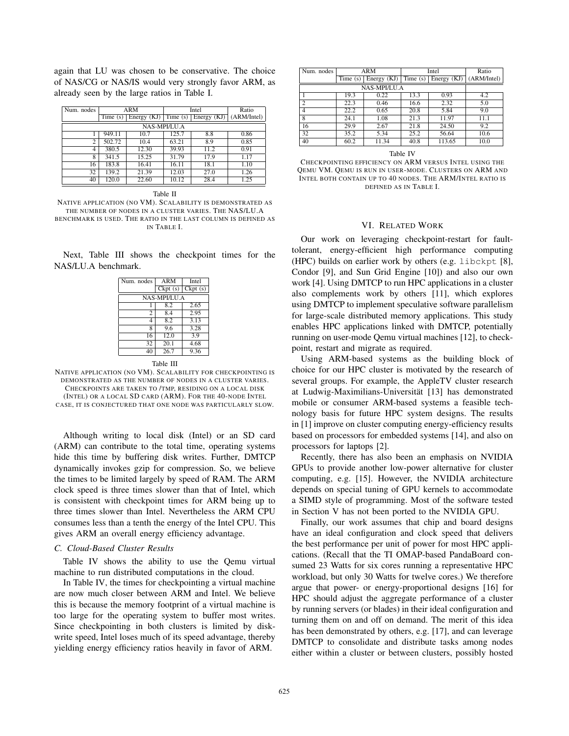again that LU was chosen to be conservative. The choice of NAS/CG or NAS/IS would very strongly favor ARM, as already seen by the large ratios in Table I.

| Num. nodes | ARM | | Intel | | Ratio |
|---|---|---|---|---|---|
| | Time (s) | Energy (KJ) | Time (s) | Energy (KJ) | (ARM/Intel) |
| NAS-MPI/LU.A | | | | | |
| 1 | 949.11 | 10.7 | 125.7 | 8.8 | 0.86 |
| 2 | 502.72 | 10.4 | 63.21 | 8.9 | 0.85 |
| 4 | 380.5 | 12.30 | 39.93 | 11.2 | 0.91 |
| 8 | 341.5 | 15.25 | 31.79 | 17.9 | 1.17 |
| 16 | 183.8 | 16.41 | 16.11 | 18.1 | 1.10 |
| 32 | 139.2 | 21.39 | 12.03 | 27.0 | 1.26 |
| 40 | 120.0 | 22.60 | 10.12 | 28.4 | 1.25 |

Table II

NATIVE APPLICATION (NO VM). SCALABILITY IS DEMONSTRATED AS THE NUMBER OF NODES IN A CLUSTER VARIES. THE NAS/LU.A BENCHMARK IS USED. THE RATIO IN THE LAST COLUMN IS DEFINED AS IN TABLE I.

Next, Table III shows the checkpoint times for the NAS/LU.A benchmark.

| Num. nodes | ARM | Intel |
|---|---|---|
| | Ckpt (s) | Ckpt (s) |
| NAS-MPI/LU.A | | |
| 1 | 8.2 | 2.65 |
| 2 | 8.4 | 2.95 |
| 4 | 8.2 | 3.13 |
| 8 | 9.6 | 3.28 |
| 16 | 12.0 | 3.9 |
| 32 | 20.1 | 4.68 |
| 40 | 26.7 | 9.36 |

Table III

NATIVE APPLICATION (NO VM). SCALABILITY FOR CHECKPOINTING IS DEMONSTRATED AS THE NUMBER OF NODES IN A CLUSTER VARIES. CHECKPOINTS ARE TAKEN TO /TMP, RESIDING ON A LOCAL DISK (INTEL) OR A LOCAL SD CARD (ARM). FOR THE 40-NODE INTEL CASE, IT IS CONJECTURED THAT ONE NODE WAS PARTICULARLY SLOW.

Although writing to local disk (Intel) or an SD card (ARM) can contribute to the total time, operating systems hide this time by buffering disk writes. Further, DMTCP dynamically invokes gzip for compression. So, we believe the times to be limited largely by speed of RAM. The ARM clock speed is three times slower than that of Intel, which is consistent with checkpoint times for ARM being up to three times slower than Intel. Nevertheless the ARM CPU consumes less than a tenth the energy of the Intel CPU. This gives ARM an overall energy efficiency advantage.

### *C. Cloud-Based Cluster Results*

Table IV shows the ability to use the Qemu virtual machine to run distributed computations in the cloud.

In Table IV, the times for checkpointing a virtual machine are now much closer between ARM and Intel. We believe this is because the memory footprint of a virtual machine is too large for the operating system to buffer most writes. Since checkpointing in both clusters is limited by disk-write speed, Intel loses much of its speed advantage, thereby yielding energy efficiency ratios heavily in favor of ARM.

| Num. nodes | ARM | | Intel | | Ratio |
|---|---|---|---|---|---|
| | Time (s) | Energy (KJ) | Time (s) | Energy (KJ) | (ARM/Intel) |
| NAS-MPI/LU.A | | | | | |
| 1 | 19.3 | 0.22 | 13.3 | 0.93 | 4.2 |
| 2 | 22.3 | 0.46 | 16.6 | 2.32 | 5.0 |
| 4 | 22.2 | 0.65 | 20.8 | 5.84 | 9.0 |
| 8 | 24.1 | 1.08 | 21.3 | 11.97 | 11.1 |
| 16 | 29.9 | 2.67 | 21.8 | 24.50 | 9.2 |
| 32 | 35.2 | 5.34 | 25.2 | 56.64 | 10.6 |
| 40 | 60.2 | 11.34 | 40.8 | 113.65 | 10.0 |

Table IV

CHECKPOINTING EFFICIENCY ON ARM VERSUS INTEL USING THE QEMU VM. QEMU IS RUN IN USER-MODE. CLUSTERS ON ARM AND INTEL BOTH CONTAIN UP TO 40 NODES. THE ARM/INTEL RATIO IS DEFINED AS IN TABLE I.

## VI. RELATED WORK

Our work on leveraging checkpoint-restart for fault-tolerant, energy-efficient high performance computing (HPC) builds on earlier work by others (e.g. `libckpt` [8], Condor [9], and Sun Grid Engine [10]) and also our own work [4]. Using DMTCP to run HPC applications in a cluster also complements work by others [11], which explores using DMTCP to implement speculative software parallelism for large-scale distributed memory applications. This study enables HPC applications linked with DMTCP, potentially running on user-mode Qemu virtual machines [12], to checkpoint, restart and migrate as required.

Using ARM-based systems as the building block of choice for our HPC cluster is motivated by the research of several groups. For example, the AppleTV cluster research at Ludwig-Maximilians-Universität [13] has demonstrated mobile or consumer ARM-based systems a feasible technology basis for future HPC system designs. The results in [1] improve on cluster computing energy-efficiency results based on processors for embedded systems [14], and also on processors for laptops [2].

Recently, there has also been an emphasis on NVIDIA GPUs to provide another low-power alternative for cluster computing, e.g. [15]. However, the NVIDIA architecture depends on special tuning of GPU kernels to accommodate a SIMD style of programming. Most of the software tested in Section V has not been ported to the NVIDIA GPU.

Finally, our work assumes that chip and board designs have an ideal configuration and clock speed that delivers the best performance per unit of power for most HPC applications. (Recall that the TI OMAP-based PandaBoard consumed 23 Watts for six cores running a representative HPC workload, but only 30 Watts for twelve cores.) We therefore argue that power- or energy-proportional designs [16] for HPC should adjust the aggregate performance of a cluster by running servers (or blades) in their ideal configuration and turning them on and off on demand. The merit of this idea has been demonstrated by others, e.g. [17], and can leverage DMTCP to consolidate and distribute tasks among nodes either within a cluster or between clusters, possibly hosted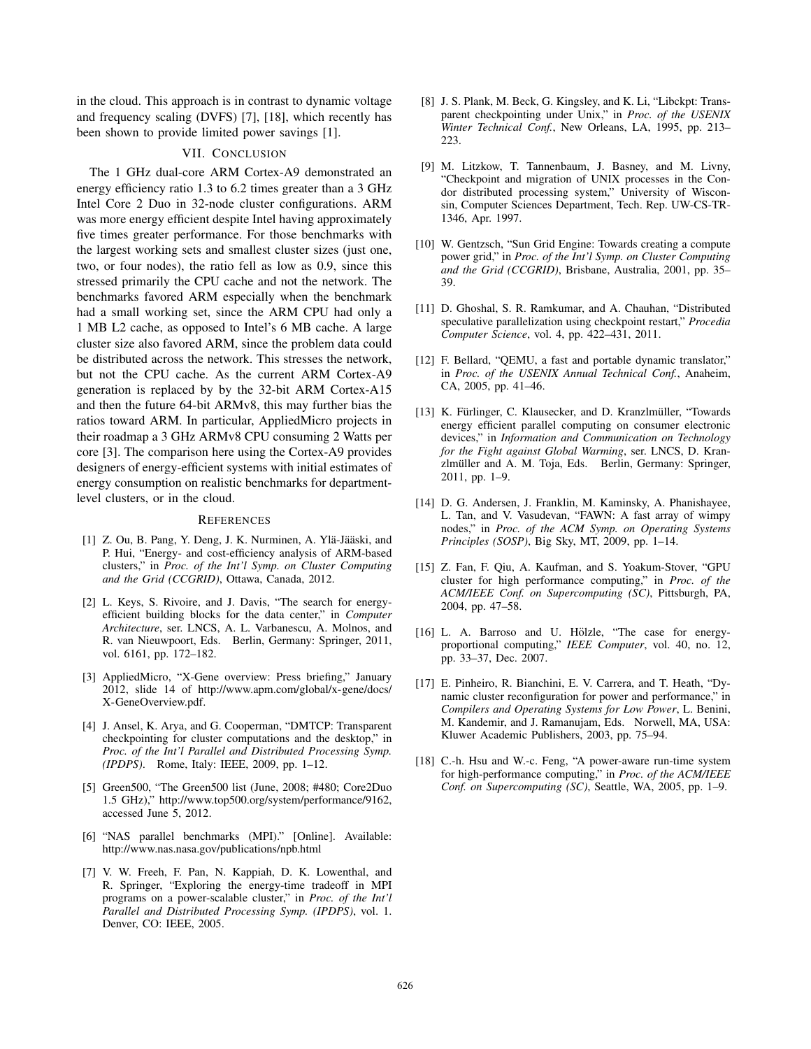in the cloud. This approach is in contrast to dynamic voltage and frequency scaling (DVFS) [7], [18], which recently has been shown to provide limited power savings [1].

## VII. Conclusion

The 1 GHz dual-core ARM Cortex-A9 demonstrated an energy efficiency ratio 1.3 to 6.2 times greater than a 3 GHz Intel Core 2 Duo in 32-node cluster configurations. ARM was more energy efficient despite Intel having approximately five times greater performance. For those benchmarks with the largest working sets and smallest cluster sizes (just one, two, or four nodes), the ratio fell as low as 0.9, since this stressed primarily the CPU cache and not the network. The benchmarks favored ARM especially when the benchmark had a small working set, since the ARM CPU had only a 1 MB L2 cache, as opposed to Intel's 6 MB cache. A large cluster size also favored ARM, since the problem data could be distributed across the network. This stresses the network, but not the CPU cache. As the current ARM Cortex-A9 generation is replaced by by the 32-bit ARM Cortex-A15 and then the future 64-bit ARMv8, this may further bias the ratios toward ARM. In particular, AppliedMicro projects in their roadmap a 3 GHz ARMv8 CPU consuming 2 Watts per core [3]. The comparison here using the Cortex-A9 provides designers of energy-efficient systems with initial estimates of energy consumption on realistic benchmarks for department-level clusters, or in the cloud.

## References

[1] Z. Ou, B. Pang, Y. Deng, J. K. Nurminen, A. Ylä-Jääski, and P. Hui, "Energy- and cost-efficiency analysis of ARM-based clusters," in *Proc. of the Int'l Symp. on Cluster Computing and the Grid (CCGRID)*, Ottawa, Canada, 2012.

[2] L. Keys, S. Rivoire, and J. Davis, "The search for energy-efficient building blocks for the data center," in *Computer Architecture*, ser. LNCS, A. L. Varbanescu, A. Molnos, and R. van Nieuwpoort, Eds. Berlin, Germany: Springer, 2011, vol. 6161, pp. 172–182.

[3] AppliedMicro, "X-Gene overview: Press briefing," January 2012, slide 14 of http://www.apm.com/global/x-gene/docs/X-GeneOverview.pdf.

[4] J. Ansel, K. Arya, and G. Cooperman, "DMTCP: Transparent checkpointing for cluster computations and the desktop," in *Proc. of the Int'l Parallel and Distributed Processing Symp. (IPDPS)*. Rome, Italy: IEEE, 2009, pp. 1–12.

[5] Green500, "The Green500 list (June, 2008; #480; Core2Duo 1.5 GHz)," http://www.top500.org/system/performance/9162, accessed June 5, 2012.

[6] "NAS parallel benchmarks (MPI)." [Online]. Available: http://www.nas.nasa.gov/publications/npb.html

[7] V. W. Freeh, F. Pan, N. Kappiah, D. K. Lowenthal, and R. Springer, "Exploring the energy-time tradeoff in MPI programs on a power-scalable cluster," in *Proc. of the Int'l Parallel and Distributed Processing Symp. (IPDPS)*, vol. 1. Denver, CO: IEEE, 2005.

[8] J. S. Plank, M. Beck, G. Kingsley, and K. Li, "Libckpt: Transparent checkpointing under Unix," in *Proc. of the USENIX Winter Technical Conf.*, New Orleans, LA, 1995, pp. 213–223.

[9] M. Litzkow, T. Tannenbaum, J. Basney, and M. Livny, "Checkpoint and migration of UNIX processes in the Condor distributed processing system," University of Wisconsin, Computer Sciences Department, Tech. Rep. UW-CS-TR-1346, Apr. 1997.

[10] W. Gentzsch, "Sun Grid Engine: Towards creating a compute power grid," in *Proc. of the Int'l Symp. on Cluster Computing and the Grid (CCGRID)*, Brisbane, Australia, 2001, pp. 35–39.

[11] D. Ghoshal, S. R. Ramkumar, and A. Chauhan, "Distributed speculative parallelization using checkpoint restart," *Procedia Computer Science*, vol. 4, pp. 422–431, 2011.

[12] F. Bellard, "QEMU, a fast and portable dynamic translator," in *Proc. of the USENIX Annual Technical Conf.*, Anaheim, CA, 2005, pp. 41–46.

[13] K. Fürlinger, C. Klausecker, and D. Kranzlmüller, "Towards energy efficient parallel computing on consumer electronic devices," in *Information and Communication on Technology for the Fight against Global Warming*, ser. LNCS, D. Kranzlmüller and A. M. Toja, Eds. Berlin, Germany: Springer, 2011, pp. 1–9.

[14] D. G. Andersen, J. Franklin, M. Kaminsky, A. Phanishayee, L. Tan, and V. Vasudevan, "FAWN: A fast array of wimpy nodes," in *Proc. of the ACM Symp. on Operating Systems Principles (SOSP)*, Big Sky, MT, 2009, pp. 1–14.

[15] Z. Fan, F. Qiu, A. Kaufman, and S. Yoakum-Stover, "GPU cluster for high performance computing," in *Proc. of the ACM/IEEE Conf. on Supercomputing (SC)*, Pittsburgh, PA, 2004, pp. 47–58.

[16] L. A. Barroso and U. Hölzle, "The case for energy-proportional computing," *IEEE Computer*, vol. 40, no. 12, pp. 33–37, Dec. 2007.

[17] E. Pinheiro, R. Bianchini, E. V. Carrera, and T. Heath, "Dynamic cluster reconfiguration for power and performance," in *Compilers and Operating Systems for Low Power*, L. Benini, M. Kandemir, and J. Ramanujam, Eds. Norwell, MA, USA: Kluwer Academic Publishers, 2003, pp. 75–94.

[18] C.-h. Hsu and W.-c. Feng, "A power-aware run-time system for high-performance computing," in *Proc. of the ACM/IEEE Conf. on Supercomputing (SC)*, Seattle, WA, 2005, pp. 1–9.